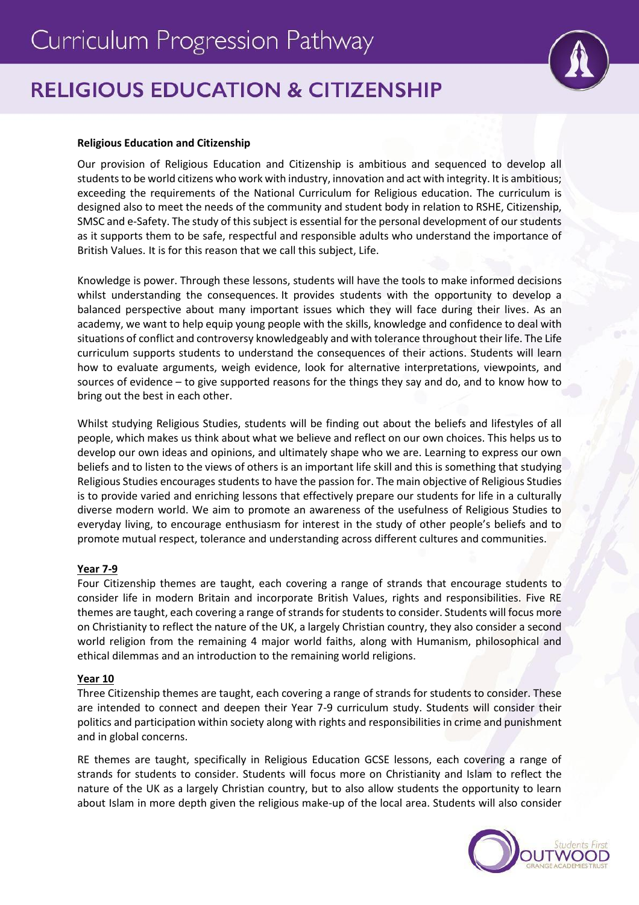# Curriculum Progression Pathway

## RELIGIOUS EDUCATION & CITIZENSHIP

**Religious Education and Citizenship**

Our provision of Religious Education and Citizenship is ambitious and sequenced to develop all students to be world citizens who work with industry, innovation and act with integrity. It is ambitious; exceeding the requirements of the National Curriculum for Religious education. The curriculum is designed also to meet the needs of the community and student body in relation to RSHE, Citizenship, SMSC and e-Safety. The study of this subject is essential for the personal development of our students as it supports them to be safe, respectful and responsible adults who understand the importance of British Values. It is for this reason that we call this subject, Life.

Knowledge is power. Through these lessons, students will have the tools to make informed decisions whilst understanding the consequences. It provides students with the opportunity to develop a balanced perspective about many important issues which they will face during their lives. As an academy, we want to help equip young people with the skills, knowledge and confidence to deal with situations of conflict and controversy knowledgeably and with tolerance throughout their life. The Life curriculum supports students to understand the consequences of their actions. Students will learn how to evaluate arguments, weigh evidence, look for alternative interpretations, viewpoints, and sources of evidence – to give supported reasons for the things they say and do, and to know how to bring out the best in each other.

Whilst studying Religious Studies, students will be finding out about the beliefs and lifestyles of all people, which makes us think about what we believe and reflect on our own choices. This helps us to develop our own ideas and opinions, and ultimately shape who we are. Learning to express our own beliefs and to listen to the views of others is an important life skill and this is something that studying Religious Studies encourages students to have the passion for. The main objective of Religious Studies is to provide varied and enriching lessons that effectively prepare our students for life in a culturally diverse modern world. We aim to promote an awareness of the usefulness of Religious Studies to everyday living, to encourage enthusiasm for interest in the study of other people's beliefs and to promote mutual respect, tolerance and understanding across different cultures and communities.

**Year 7-9**

Four Citizenship themes are taught, each covering a range of strands that encourage students to consider life in modern Britain and incorporate British Values, rights and responsibilities. Five RE themes are taught, each covering a range of strands for students to consider. Students will focus more on Christianity to reflect the nature of the UK, a largely Christian country, they also consider a second world religion from the remaining 4 major world faiths, along with Humanism, philosophical and ethical dilemmas and an introduction to the remaining world religions.

**Year 10**

Three Citizenship themes are taught, each covering a range of strands for students to consider. These are intended to connect and deepen their Year 7-9 curriculum study. Students will consider their politics and participation within society along with rights and responsibilities in crime and punishment and in global concerns.

RE themes are taught, specifically in Religious Education GCSE lessons, each covering a range of strands for students to consider. Students will focus more on Christianity and Islam to reflect the nature of the UK as a largely Christian country, but to also allow students the opportunity to learn about Islam in more depth given the religious make-up of the local area. Students will also consider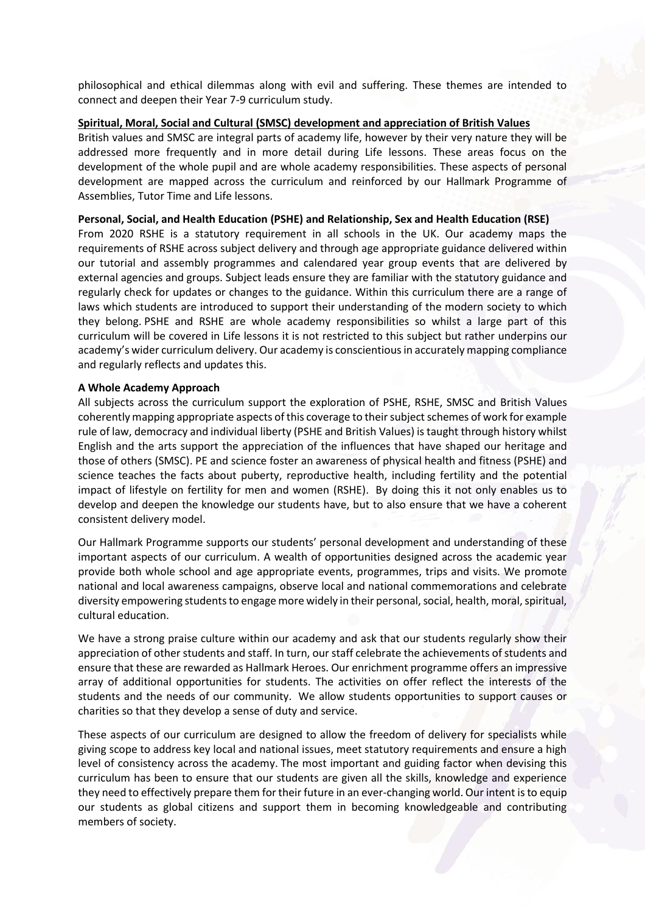philosophical and ethical dilemmas along with evil and suffering. These themes are intended to connect and deepen their Year 7-9 curriculum study.

**Spiritual, Moral, Social and Cultural (SMSC) development and appreciation of British Values**

British values and SMSC are integral parts of academy life, however by their very nature they will be addressed more frequently and in more detail during Life lessons. These areas focus on the development of the whole pupil and are whole academy responsibilities. These aspects of personal development are mapped across the curriculum and reinforced by our Hallmark Programme of Assemblies, Tutor Time and Life lessons.

**Personal, Social, and Health Education (PSHE) and Relationship, Sex and Health Education (RSE)**

From 2020 RSHE is a statutory requirement in all schools in the UK. Our academy maps the requirements of RSHE across subject delivery and through age appropriate guidance delivered within our tutorial and assembly programmes and calendared year group events that are delivered by external agencies and groups. Subject leads ensure they are familiar with the statutory guidance and regularly check for updates or changes to the guidance. Within this curriculum there are a range of laws which students are introduced to support their understanding of the modern society to which they belong. PSHE and RSHE are whole academy responsibilities so whilst a large part of this curriculum will be covered in Life lessons it is not restricted to this subject but rather underpins our academy's wider curriculum delivery. Our academy is conscientious in accurately mapping compliance and regularly reflects and updates this.

**A Whole Academy Approach**

All subjects across the curriculum support the exploration of PSHE, RSHE, SMSC and British Values coherently mapping appropriate aspects of this coverage to their subject schemes of work for example rule of law, democracy and individual liberty (PSHE and British Values) is taught through history whilst English and the arts support the appreciation of the influences that have shaped our heritage and those of others (SMSC). PE and science foster an awareness of physical health and fitness (PSHE) and science teaches the facts about puberty, reproductive health, including fertility and the potential impact of lifestyle on fertility for men and women (RSHE). By doing this it not only enables us to develop and deepen the knowledge our students have, but to also ensure that we have a coherent consistent delivery model.

Our Hallmark Programme supports our students' personal development and understanding of these important aspects of our curriculum. A wealth of opportunities designed across the academic year provide both whole school and age appropriate events, programmes, trips and visits. We promote national and local awareness campaigns, observe local and national commemorations and celebrate diversity empowering students to engage more widely in their personal, social, health, moral, spiritual, cultural education.

We have a strong praise culture within our academy and ask that our students regularly show their appreciation of other students and staff. In turn, our staff celebrate the achievements of students and ensure that these are rewarded as Hallmark Heroes. Our enrichment programme offers an impressive array of additional opportunities for students. The activities on offer reflect the interests of the students and the needs of our community. We allow students opportunities to support causes or charities so that they develop a sense of duty and service.

These aspects of our curriculum are designed to allow the freedom of delivery for specialists while giving scope to address key local and national issues, meet statutory requirements and ensure a high level of consistency across the academy. The most important and guiding factor when devising this curriculum has been to ensure that our students are given all the skills, knowledge and experience they need to effectively prepare them for their future in an ever-changing world. Our intent is to equip our students as global citizens and support them in becoming knowledgeable and contributing members of society.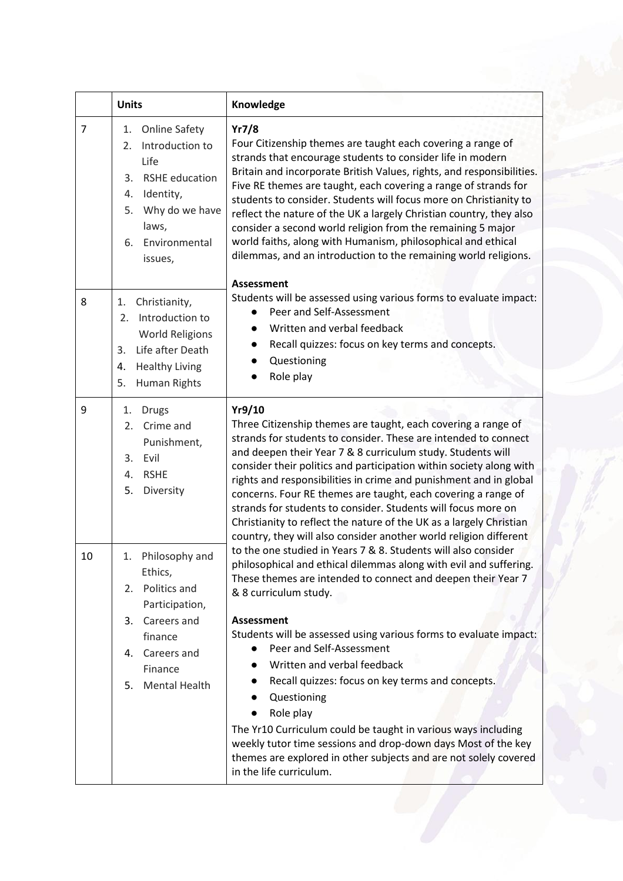| | Units | Knowledge |
|---|---|---|
| 7 | 1. Online Safety<br>2. Introduction to Life<br>3. RSHE education<br>4. Identity,<br>5. Why do we have laws,<br>6. Environmental issues, | **Yr7/8**<br>Four Citizenship themes are taught each covering a range of strands that encourage students to consider life in modern Britain and incorporate British Values, rights, and responsibilities. Five RE themes are taught, each covering a range of strands for students to consider. Students will focus more on Christianity to reflect the nature of the UK a largely Christian country, they also consider a second world religion from the remaining 5 major world faiths, along with Humanism, philosophical and ethical dilemmas, and an introduction to the remaining world religions.<br><br>**Assessment**<br>Students will be assessed using various forms to evaluate impact:<br>● Peer and Self-Assessment<br>● Written and verbal feedback<br>● Recall quizzes: focus on key terms and concepts.<br>● Questioning<br>● Role play |
| 8 | 1. Christianity,<br>2. Introduction to World Religions<br>3. Life after Death<br>4. Healthy Living<br>5. Human Rights | |
| 9 | 1. Drugs<br>2. Crime and Punishment,<br>3. Evil<br>4. RSHE<br>5. Diversity | **Yr9/10**<br>Three Citizenship themes are taught, each covering a range of strands for students to consider. These are intended to connect and deepen their Year 7 & 8 curriculum study. Students will consider their politics and participation within society along with rights and responsibilities in crime and punishment and in global concerns. Four RE themes are taught, each covering a range of strands for students to consider. Students will focus more on Christianity to reflect the nature of the UK as a largely Christian country, they will also consider another world religion different to the one studied in Years 7 & 8. Students will also consider philosophical and ethical dilemmas along with evil and suffering. These themes are intended to connect and deepen their Year 7 & 8 curriculum study.<br><br>**Assessment**<br>Students will be assessed using various forms to evaluate impact:<br>● Peer and Self-Assessment<br>● Written and verbal feedback<br>● Recall quizzes: focus on key terms and concepts.<br>● Questioning<br>● Role play<br><br>The Yr10 Curriculum could be taught in various ways including weekly tutor time sessions and drop-down days Most of the key themes are explored in other subjects and are not solely covered in the life curriculum. |
| 10 | 1. Philosophy and Ethics,<br>2. Politics and Participation,<br>3. Careers and finance<br>4. Careers and Finance<br>5. Mental Health | |